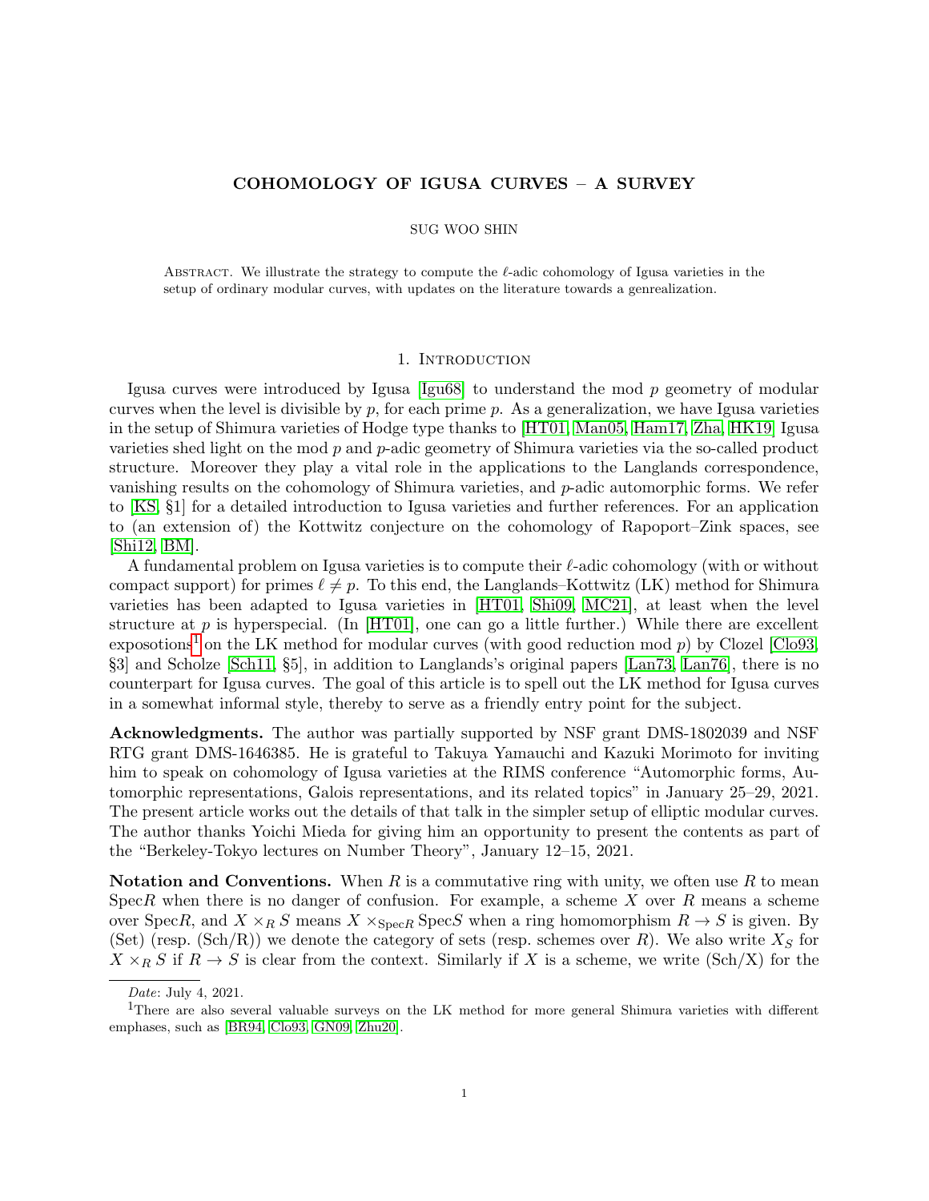# COHOMOLOGY OF IGUSA CURVES – A SURVEY

SUG WOO SHIN

Abstract. We illustrate the strategy to compute the $\ell$-adic cohomology of Igusa varieties in the setup of ordinary modular curves, with updates on the literature towards a genrealization.

## 1. Introduction

Igusa curves were introduced by Igusa [Igu68] to understand the mod $p$ geometry of modular curves when the level is divisible by $p$, for each prime $p$. As a generalization, we have Igusa varieties in the setup of Shimura varieties of Hodge type thanks to [HT01, Man05, Ham17, Zha, HK19] Igusa varieties shed light on the mod $p$ and $p$-adic geometry of Shimura varieties via the so-called product structure. Moreover they play a vital role in the applications to the Langlands correspondence, vanishing results on the cohomology of Shimura varieties, and $p$-adic automorphic forms. We refer to [KS, §1] for a detailed introduction to Igusa varieties and further references. For an application to (an extension of) the Kottwitz conjecture on the cohomology of Rapoport–Zink spaces, see [Shi12, BM].

A fundamental problem on Igusa varieties is to compute their $\ell$-adic cohomology (with or without compact support) for primes $\ell \neq p$. To this end, the Langlands–Kottwitz (LK) method for Shimura varieties has been adapted to Igusa varieties in [HT01, Shi09, MC21], at least when the level structure at $p$ is hyperspecial. (In [HT01], one can go a little further.) While there are excellent expositions[1] on the LK method for modular curves (with good reduction mod $p$) by Clozel [Clo93, §3] and Scholze [Sch11, §5], in addition to Langlands's original papers [Lan73, Lan76], there is no counterpart for Igusa curves. The goal of this article is to spell out the LK method for Igusa curves in a somewhat informal style, thereby to serve as a friendly entry point for the subject.

**Acknowledgments.** The author was partially supported by NSF grant DMS-1802039 and NSF RTG grant DMS-1646385. He is grateful to Takuya Yamauchi and Kazuki Morimoto for inviting him to speak on cohomology of Igusa varieties at the RIMS conference "Automorphic forms, Automorphic representations, Galois representations, and its related topics" in January 25–29, 2021. The present article works out the details of that talk in the simpler setup of elliptic modular curves. The author thanks Yoichi Mieda for giving him an opportunity to present the contents as part of the "Berkeley-Tokyo lectures on Number Theory", January 12–15, 2021.

**Notation and Conventions.** When $R$ is a commutative ring with unity, we often use $R$ to mean Spec$R$ when there is no danger of confusion. For example, a scheme $X$ over $R$ means a scheme over Spec$R$, and $X \times_R S$ means $X \times_{\mathrm{Spec}R} \mathrm{Spec}S$ when a ring homomorphism $R \to S$ is given. By (Set) (resp. (Sch/R)) we denote the category of sets (resp. schemes over $R$). We also write $X_S$ for $X \times_R S$ if $R \to S$ is clear from the context. Similarly if $X$ is a scheme, we write (Sch/X) for the

---

*Date*: July 4, 2021.

[1] There are also several valuable surveys on the LK method for more general Shimura varieties with different emphases, such as [BR94, Clo93, GN09, Zhu20].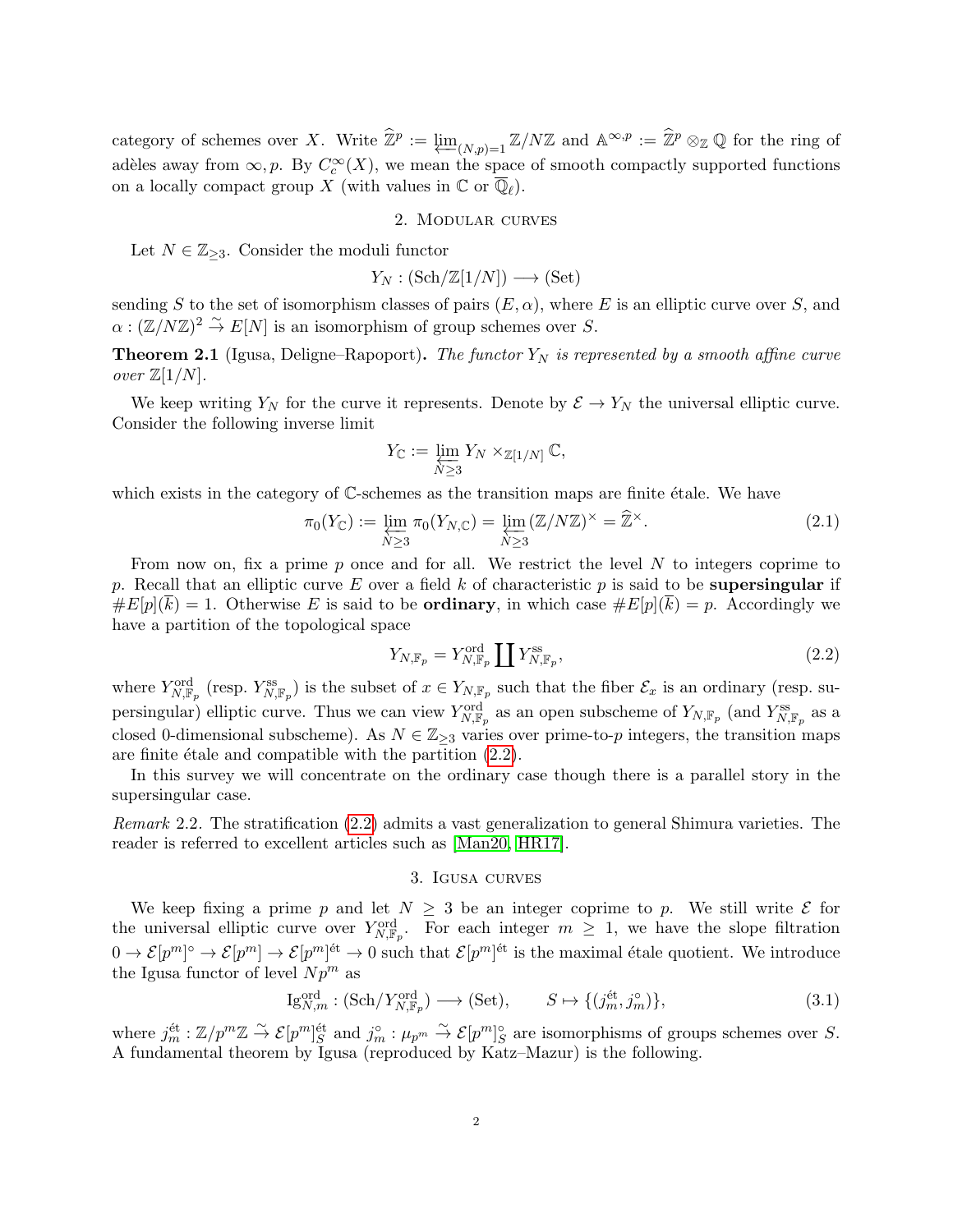category of schemes over $X$. Write $\widehat{\mathbb{Z}}^p := \varprojlim_{(N,p)=1} \mathbb{Z}/N\mathbb{Z}$ and $\mathbb{A}^{\infty,p} := \widehat{\mathbb{Z}}^p \otimes_{\mathbb{Z}} \mathbb{Q}$ for the ring of adèles away from $\infty, p$. By $C_c^\infty(X)$, we mean the space of smooth compactly supported functions on a locally compact group $X$ (with values in $\mathbb{C}$ or $\overline{\mathbb{Q}}_\ell$).

## 2. Modular curves

Let $N \in \mathbb{Z}_{\geq 3}$. Consider the moduli functor

$$Y_N : (\mathrm{Sch}/\mathbb{Z}[1/N]) \longrightarrow (\mathrm{Set})$$

sending $S$ to the set of isomorphism classes of pairs $(E, \alpha)$, where $E$ is an elliptic curve over $S$, and $\alpha : (\mathbb{Z}/N\mathbb{Z})^2 \xrightarrow{\sim} E[N]$ is an isomorphism of group schemes over $S$.

**Theorem 2.1** (Igusa, Deligne–Rapoport)**.** *The functor $Y_N$ is represented by a smooth affine curve over $\mathbb{Z}[1/N]$.*

We keep writing $Y_N$ for the curve it represents. Denote by $\mathcal{E} \to Y_N$ the universal elliptic curve. Consider the following inverse limit

$$Y_{\mathbb{C}} := \varprojlim_{N \geq 3} Y_N \times_{\mathbb{Z}[1/N]} \mathbb{C},$$

which exists in the category of $\mathbb{C}$-schemes as the transition maps are finite étale. We have

$$\pi_0(Y_{\mathbb{C}}) := \varprojlim_{N \geq 3} \pi_0(Y_{N,\mathbb{C}}) = \varprojlim_{N \geq 3} (\mathbb{Z}/N\mathbb{Z})^\times = \widehat{\mathbb{Z}}^\times. \tag{2.1}$$

From now on, fix a prime $p$ once and for all. We restrict the level $N$ to integers coprime to $p$. Recall that an elliptic curve $E$ over a field $k$ of characteristic $p$ is said to be **supersingular** if $\#E[p](\overline{k}) = 1$. Otherwise $E$ is said to be **ordinary**, in which case $\#E[p](\overline{k}) = p$. Accordingly we have a partition of the topological space

$$Y_{N,\mathbb{F}_p} = Y_{N,\mathbb{F}_p}^{\mathrm{ord}} \coprod Y_{N,\mathbb{F}_p}^{\mathrm{ss}}, \tag{2.2}$$

where $Y_{N,\mathbb{F}_p}^{\mathrm{ord}}$ (resp. $Y_{N,\mathbb{F}_p}^{\mathrm{ss}}$) is the subset of $x \in Y_{N,\mathbb{F}_p}$ such that the fiber $\mathcal{E}_x$ is an ordinary (resp. supersingular) elliptic curve. Thus we can view $Y_{N,\mathbb{F}_p}^{\mathrm{ord}}$ as an open subscheme of $Y_{N,\mathbb{F}_p}$ (and $Y_{N,\mathbb{F}_p}^{\mathrm{ss}}$ as a closed 0-dimensional subscheme). As $N \in \mathbb{Z}_{\geq 3}$ varies over prime-to-$p$ integers, the transition maps are finite étale and compatible with the partition (2.2).

In this survey we will concentrate on the ordinary case though there is a parallel story in the supersingular case.

*Remark* 2.2. The stratification (2.2) admits a vast generalization to general Shimura varieties. The reader is referred to excellent articles such as [Man20, HR17].

## 3. Igusa curves

We keep fixing a prime $p$ and let $N \geq 3$ be an integer coprime to $p$. We still write $\mathcal{E}$ for the universal elliptic curve over $Y_{N,\mathbb{F}_p}^{\mathrm{ord}}$. For each integer $m \geq 1$, we have the slope filtration $0 \to \mathcal{E}[p^m]^\circ \to \mathcal{E}[p^m] \to \mathcal{E}[p^m]^{\text{ét}} \to 0$ such that $\mathcal{E}[p^m]^{\text{ét}}$ is the maximal étale quotient. We introduce the Igusa functor of level $Np^m$ as

$$\mathrm{Ig}_{N,m}^{\mathrm{ord}} : (\mathrm{Sch}/Y_{N,\mathbb{F}_p}^{\mathrm{ord}}) \longrightarrow (\mathrm{Set}), \qquad S \mapsto \{(j_m^{\text{ét}}, j_m^\circ)\}, \tag{3.1}$$

where $j_m^{\text{ét}} : \mathbb{Z}/p^m\mathbb{Z} \xrightarrow{\sim} \mathcal{E}[p^m]_S^{\text{ét}}$ and $j_m^\circ : \mu_{p^m} \xrightarrow{\sim} \mathcal{E}[p^m]_S^\circ$ are isomorphisms of groups schemes over $S$. A fundamental theorem by Igusa (reproduced by Katz–Mazur) is the following.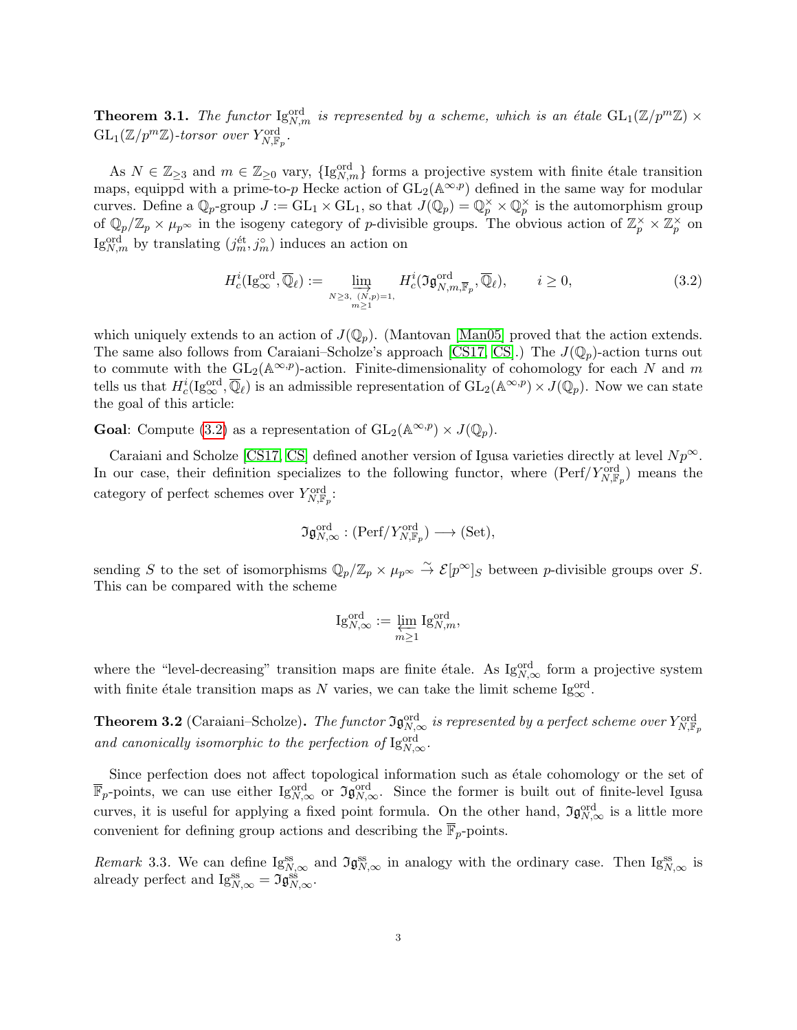**Theorem 3.1.** *The functor $\mathrm{Ig}^{\mathrm{ord}}_{N,m}$ is represented by a scheme, which is an étale $\mathrm{GL}_1(\mathbb{Z}/p^m\mathbb{Z}) \times \mathrm{GL}_1(\mathbb{Z}/p^m\mathbb{Z})$-torsor over $Y^{\mathrm{ord}}_{N,\mathbb{F}_p}$.*

As $N \in \mathbb{Z}_{\geq 3}$ and $m \in \mathbb{Z}_{\geq 0}$ vary, $\{\mathrm{Ig}^{\mathrm{ord}}_{N,m}\}$ forms a projective system with finite étale transition maps, equippd with a prime-to-$p$ Hecke action of $\mathrm{GL}_2(\mathbb{A}^{\infty,p})$ defined in the same way for modular curves. Define a $\mathbb{Q}_p$-group $J := \mathrm{GL}_1 \times \mathrm{GL}_1$, so that $J(\mathbb{Q}_p) = \mathbb{Q}_p^\times \times \mathbb{Q}_p^\times$ is the automorphism group of $\mathbb{Q}_p/\mathbb{Z}_p \times \mu_{p^\infty}$ in the isogeny category of $p$-divisible groups. The obvious action of $\mathbb{Z}_p^\times \times \mathbb{Z}_p^\times$ on $\mathrm{Ig}^{\mathrm{ord}}_{N,m}$ by translating $(j^{\text{ét}}_m, j^\circ_m)$ induces an action on

$$H^i_c(\mathrm{Ig}^{\mathrm{ord}}_\infty, \overline{\mathbb{Q}}_\ell) := \varinjlim_{\substack{N\geq 3,\ (N,p)=1, \\ m \geq 1}} H^i_c(\mathfrak{Ig}^{\mathrm{ord}}_{N,m,\overline{\mathbb{F}}_p}, \overline{\mathbb{Q}}_\ell), \qquad i \geq 0, \tag{3.2}$$

which uniquely extends to an action of $J(\mathbb{Q}_p)$. (Mantovan [Man05] proved that the action extends. The same also follows from Caraiani–Scholze's approach [CS17, CS].) The $J(\mathbb{Q}_p)$-action turns out to commute with the $\mathrm{GL}_2(\mathbb{A}^{\infty,p})$-action. Finite-dimensionality of cohomology for each $N$ and $m$ tells us that $H^i_c(\mathrm{Ig}^{\mathrm{ord}}_\infty, \overline{\mathbb{Q}}_\ell)$ is an admissible representation of $\mathrm{GL}_2(\mathbb{A}^{\infty,p}) \times J(\mathbb{Q}_p)$. Now we can state the goal of this article:

**Goal**: Compute (3.2) as a representation of $\mathrm{GL}_2(\mathbb{A}^{\infty,p}) \times J(\mathbb{Q}_p)$.

Caraiani and Scholze [CS17, CS] defined another version of Igusa varieties directly at level $Np^\infty$. In our case, their definition specializes to the following functor, where $(\mathrm{Perf}/Y^{\mathrm{ord}}_{N,\mathbb{F}_p})$ means the category of perfect schemes over $Y^{\mathrm{ord}}_{N,\mathbb{F}_p}$:

$$\mathfrak{Ig}^{\mathrm{ord}}_{N,\infty} : (\mathrm{Perf}/Y^{\mathrm{ord}}_{N,\mathbb{F}_p}) \longrightarrow (\mathrm{Set}),$$

sending $S$ to the set of isomorphisms $\mathbb{Q}_p/\mathbb{Z}_p \times \mu_{p^\infty} \stackrel{\sim}{\to} \mathcal{E}[p^\infty]_S$ between $p$-divisible groups over $S$. This can be compared with the scheme

$$\mathrm{Ig}^{\mathrm{ord}}_{N,\infty} := \varprojlim_{m\geq 1} \mathrm{Ig}^{\mathrm{ord}}_{N,m},$$

where the "level-decreasing" transition maps are finite étale. As $\mathrm{Ig}^{\mathrm{ord}}_{N,\infty}$ form a projective system with finite étale transition maps as $N$ varies, we can take the limit scheme $\mathrm{Ig}^{\mathrm{ord}}_\infty$.

**Theorem 3.2** (Caraiani–Scholze)**.** *The functor $\mathfrak{Ig}^{\mathrm{ord}}_{N,\infty}$ is represented by a perfect scheme over $Y^{\mathrm{ord}}_{N,\mathbb{F}_p}$ and canonically isomorphic to the perfection of $\mathrm{Ig}^{\mathrm{ord}}_{N,\infty}$.*

Since perfection does not affect topological information such as étale cohomology or the set of $\overline{\mathbb{F}}_p$-points, we can use either $\mathrm{Ig}^{\mathrm{ord}}_{N,\infty}$ or $\mathfrak{Ig}^{\mathrm{ord}}_{N,\infty}$. Since the former is built out of finite-level Igusa curves, it is useful for applying a fixed point formula. On the other hand, $\mathfrak{Ig}^{\mathrm{ord}}_{N,\infty}$ is a little more convenient for defining group actions and describing the $\overline{\mathbb{F}}_p$-points.

*Remark* 3.3. We can define $\mathrm{Ig}^{\mathrm{ss}}_{N,\infty}$ and $\mathfrak{Ig}^{\mathrm{ss}}_{N,\infty}$ in analogy with the ordinary case. Then $\mathrm{Ig}^{\mathrm{ss}}_{N,\infty}$ is already perfect and $\mathrm{Ig}^{\mathrm{ss}}_{N,\infty} = \mathfrak{Ig}^{\mathrm{ss}}_{N,\infty}$.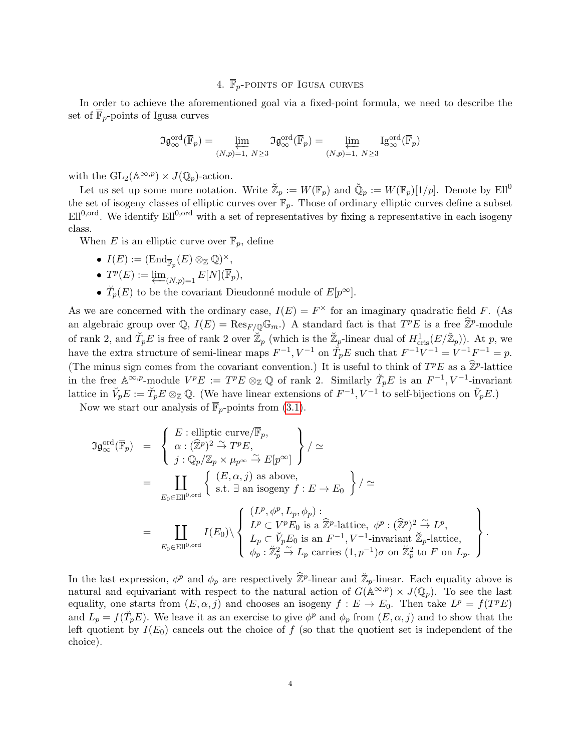## 4. $\overline{\mathbb{F}}_p$-points of Igusa curves

In order to achieve the aforementioned goal via a fixed-point formula, we need to describe the set of $\overline{\mathbb{F}}_p$-points of Igusa curves

$$\mathfrak{Ig}^{\mathrm{ord}}_\infty(\overline{\mathbb{F}}_p) = \varprojlim_{(N,p)=1,\ N\ge 3} \mathfrak{Ig}^{\mathrm{ord}}_\infty(\overline{\mathbb{F}}_p) = \varprojlim_{(N,p)=1,\ N\ge 3} \mathrm{Ig}^{\mathrm{ord}}_\infty(\overline{\mathbb{F}}_p)$$

with the $\mathrm{GL}_2(\mathbb{A}^{\infty,p}) \times J(\mathbb{Q}_p)$-action.

Let us set up some more notation. Write $\breve{\mathbb{Z}}_p := W(\overline{\mathbb{F}}_p)$ and $\breve{\mathbb{Q}}_p := W(\overline{\mathbb{F}}_p)[1/p]$. Denote by $\mathrm{Ell}^0$ the set of isogeny classes of elliptic curves over $\overline{\mathbb{F}}_p$. Those of ordinary elliptic curves define a subset $\mathrm{Ell}^{0,\mathrm{ord}}$. We identify $\mathrm{Ell}^{0,\mathrm{ord}}$ with a set of representatives by fixing a representative in each isogeny class.

When $E$ is an elliptic curve over $\overline{\mathbb{F}}_p$, define

- $I(E) := (\mathrm{End}_{\overline{\mathbb{F}}_p}(E) \otimes_{\mathbb{Z}} \mathbb{Q})^\times$,
- $T^p(E) := \varprojlim_{(N,p)=1} E[N](\overline{\mathbb{F}}_p)$,
- $\breve{T}_p(E)$ to be the covariant Dieudonné module of $E[p^\infty]$.

As we are concerned with the ordinary case, $I(E) = F^\times$ for an imaginary quadratic field $F$. (As an algebraic group over $\mathbb{Q}$, $I(E) = \mathrm{Res}_{F/\mathbb{Q}}\mathbb{G}_m$.) A standard fact is that $T^pE$ is a free $\widehat{\mathbb{Z}}^p$-module of rank 2, and $\breve{T}_pE$ is free of rank 2 over $\breve{\mathbb{Z}}_p$ (which is the $\breve{\mathbb{Z}}_p$-linear dual of $H^1_{\mathrm{cris}}(E/\breve{\mathbb{Z}}_p)$). At $p$, we have the extra structure of semi-linear maps $F^{-1}, V^{-1}$ on $\breve{T}_pE$ such that $F^{-1}V^{-1} = V^{-1}F^{-1} = p$. (The minus sign comes from the covariant convention.) It is useful to think of $T^pE$ as a $\widehat{\mathbb{Z}}^p$-lattice in the free $\mathbb{A}^{\infty,p}$-module $V^pE := T^pE \otimes_{\mathbb{Z}} \mathbb{Q}$ of rank 2. Similarly $\breve{T}_pE$ is an $F^{-1}, V^{-1}$-invariant lattice in $\breve{V}_pE := \breve{T}_pE \otimes_{\mathbb{Z}} \mathbb{Q}$. (We have linear extensions of $F^{-1}, V^{-1}$ to self-bijections on $\breve{V}_pE$.)

Now we start our analysis of $\overline{\mathbb{F}}_p$-points from (3.1).

$$\begin{aligned}
\mathfrak{Ig}^{\mathrm{ord}}_\infty(\overline{\mathbb{F}}_p) &= \left\{ \begin{array}{l} E : \text{elliptic curve}/\overline{\mathbb{F}}_p, \\ \alpha : (\widehat{\mathbb{Z}}^p)^2 \xrightarrow{\sim} T^pE, \\ j : \mathbb{Q}_p/\mathbb{Z}_p \times \mu_{p^\infty} \xrightarrow{\sim} E[p^\infty] \end{array} \right\} / \simeq \\
&= \coprod_{E_0 \in \mathrm{Ell}^{0,\mathrm{ord}}} \left\{ \begin{array}{l} (E,\alpha,j) \text{ as above,} \\ \text{s.t. } \exists \text{ an isogeny } f : E \to E_0 \end{array} \right\} / \simeq \\
&= \coprod_{E_0 \in \mathrm{Ell}^{0,\mathrm{ord}}} I(E_0) \backslash \left\{ \begin{array}{l} (L^p, \phi^p, L_p, \phi_p) : \\ L^p \subset V^pE_0 \text{ is a } \widehat{\mathbb{Z}}^p\text{-lattice, } \phi^p : (\widehat{\mathbb{Z}}^p)^2 \xrightarrow{\sim} L^p, \\ L_p \subset \breve{V}_pE_0 \text{ is an } F^{-1}, V^{-1}\text{-invariant } \breve{\mathbb{Z}}_p\text{-lattice,} \\ \phi_p : \breve{\mathbb{Z}}_p^2 \xrightarrow{\sim} L_p \text{ carries } (1, p^{-1})\sigma \text{ on } \breve{\mathbb{Z}}_p^2 \text{ to } F \text{ on } L_p. \end{array} \right\}.
\end{aligned}$$

In the last expression, $\phi^p$ and $\phi_p$ are respectively $\widehat{\mathbb{Z}}^p$-linear and $\breve{\mathbb{Z}}_p$-linear. Each equality above is natural and equivariant with respect to the natural action of $G(\mathbb{A}^{\infty,p}) \times J(\mathbb{Q}_p)$. To see the last equality, one starts from $(E,\alpha,j)$ and chooses an isogeny $f : E \to E_0$. Then take $L^p = f(T^pE)$ and $L_p = f(\breve{T}_pE)$. We leave it as an exercise to give $\phi^p$ and $\phi_p$ from $(E,\alpha,j)$ and to show that the left quotient by $I(E_0)$ cancels out the choice of $f$ (so that the quotient set is independent of the choice).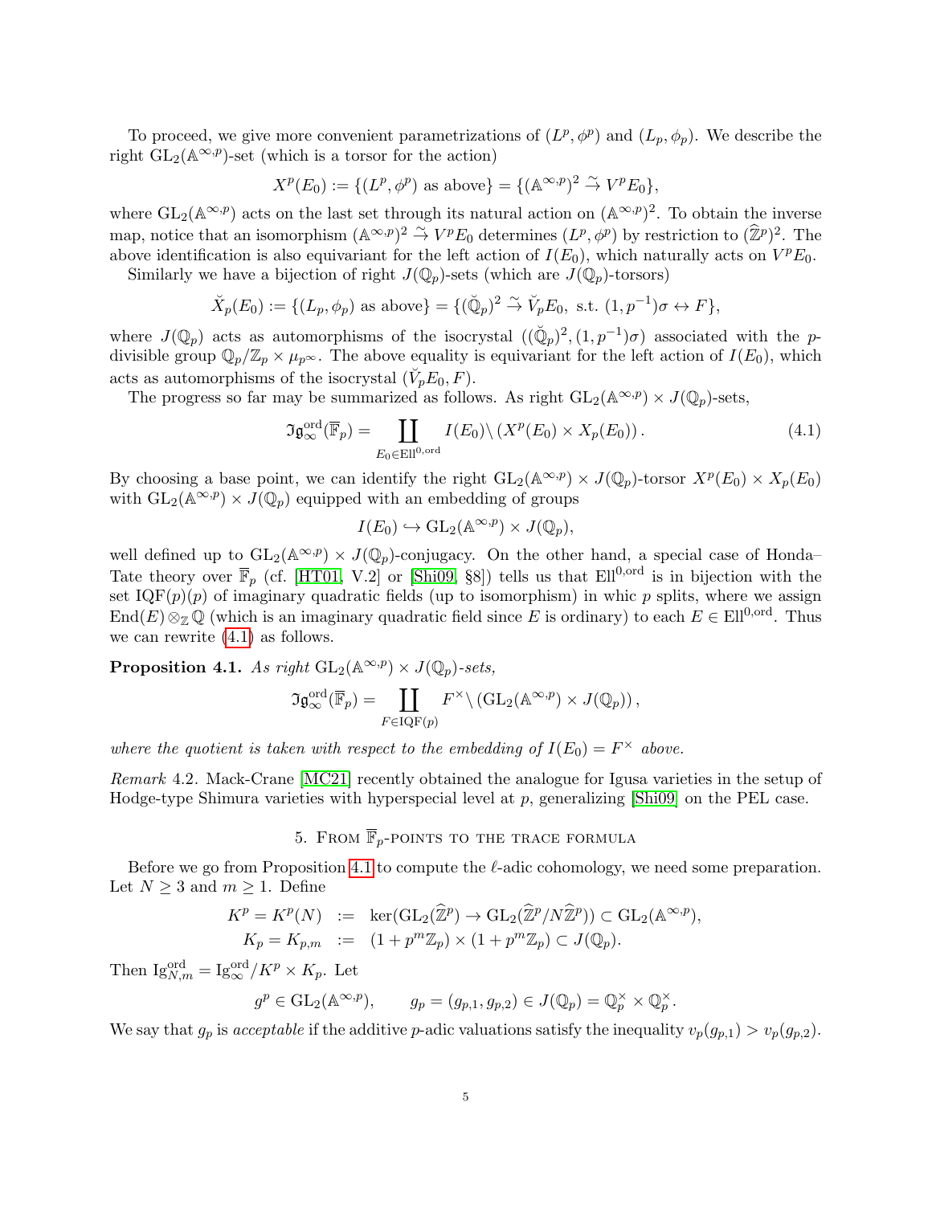To proceed, we give more convenient parametrizations of $(L^p, \phi^p)$ and $(L_p, \phi_p)$. We describe the right $\mathrm{GL}_2(\mathbb{A}^{\infty,p})$-set (which is a torsor for the action)

$$X^p(E_0) := \{(L^p, \phi^p) \text{ as above}\} = \{(\mathbb{A}^{\infty,p})^2 \xrightarrow{\sim} V^p E_0\},$$

where $\mathrm{GL}_2(\mathbb{A}^{\infty,p})$ acts on the last set through its natural action on $(\mathbb{A}^{\infty,p})^2$. To obtain the inverse map, notice that an isomorphism $(\mathbb{A}^{\infty,p})^2 \xrightarrow{\sim} V^p E_0$ determines $(L^p, \phi^p)$ by restriction to $(\widehat{\mathbb{Z}}^p)^2$. The above identification is also equivariant for the left action of $I(E_0)$, which naturally acts on $V^p E_0$.

Similarly we have a bijection of right $J(\mathbb{Q}_p)$-sets (which are $J(\mathbb{Q}_p)$-torsors)

$$\breve{X}_p(E_0) := \{(L_p, \phi_p) \text{ as above}\} = \{(\breve{\mathbb{Q}}_p)^2 \xrightarrow{\sim} \breve{V}_p E_0, \text{ s.t. } (1, p^{-1})\sigma \leftrightarrow F\},$$

where $J(\mathbb{Q}_p)$ acts as automorphisms of the isocrystal $((\breve{\mathbb{Q}}_p)^2, (1, p^{-1})\sigma)$ associated with the $p$-divisible group $\mathbb{Q}_p/\mathbb{Z}_p \times \mu_{p^\infty}$. The above equality is equivariant for the left action of $I(E_0)$, which acts as automorphisms of the isocrystal $(\breve{V}_p E_0, F)$.

The progress so far may be summarized as follows. As right $\mathrm{GL}_2(\mathbb{A}^{\infty,p}) \times J(\mathbb{Q}_p)$-sets,

$$\mathfrak{Ig}^{\mathrm{ord}}_\infty(\overline{\mathbb{F}}_p) = \coprod_{E_0 \in \mathrm{Ell}^{0,\mathrm{ord}}} I(E_0) \backslash \left( X^p(E_0) \times X_p(E_0) \right). \tag{4.1}$$

By choosing a base point, we can identify the right $\mathrm{GL}_2(\mathbb{A}^{\infty,p}) \times J(\mathbb{Q}_p)$-torsor $X^p(E_0) \times X_p(E_0)$ with $\mathrm{GL}_2(\mathbb{A}^{\infty,p}) \times J(\mathbb{Q}_p)$ equipped with an embedding of groups

$$I(E_0) \hookrightarrow \mathrm{GL}_2(\mathbb{A}^{\infty,p}) \times J(\mathbb{Q}_p),$$

well defined up to $\mathrm{GL}_2(\mathbb{A}^{\infty,p}) \times J(\mathbb{Q}_p)$-conjugacy. On the other hand, a special case of Honda–Tate theory over $\overline{\mathbb{F}}_p$ (cf. [HT01, V.2] or [Shi09, §8]) tells us that $\mathrm{Ell}^{0,\mathrm{ord}}$ is in bijection with the set $\mathrm{IQF}(p)(p)$ of imaginary quadratic fields (up to isomorphism) in whic $p$ splits, where we assign $\mathrm{End}(E) \otimes_{\mathbb{Z}} \mathbb{Q}$ (which is an imaginary quadratic field since $E$ is ordinary) to each $E \in \mathrm{Ell}^{0,\mathrm{ord}}$. Thus we can rewrite (4.1) as follows.

**Proposition 4.1.** *As right $\mathrm{GL}_2(\mathbb{A}^{\infty,p}) \times J(\mathbb{Q}_p)$-sets,*

$$\mathfrak{Ig}^{\mathrm{ord}}_\infty(\overline{\mathbb{F}}_p) = \coprod_{F \in \mathrm{IQF}(p)} F^\times \backslash \left( \mathrm{GL}_2(\mathbb{A}^{\infty,p}) \times J(\mathbb{Q}_p) \right),$$

*where the quotient is taken with respect to the embedding of $I(E_0) = F^\times$ above.*

*Remark* 4.2. Mack-Crane [MC21] recently obtained the analogue for Igusa varieties in the setup of Hodge-type Shimura varieties with hyperspecial level at $p$, generalizing [Shi09] on the PEL case.

## 5. From $\overline{\mathbb{F}}_p$-points to the trace formula

Before we go from Proposition 4.1 to compute the $\ell$-adic cohomology, we need some preparation. Let $N \geq 3$ and $m \geq 1$. Define

$$\begin{aligned} K^p = K^p(N) &:= \ker(\mathrm{GL}_2(\widehat{\mathbb{Z}}^p) \to \mathrm{GL}_2(\widehat{\mathbb{Z}}^p / N\widehat{\mathbb{Z}}^p)) \subset \mathrm{GL}_2(\mathbb{A}^{\infty,p}), \\ K_p = K_{p,m} &:= (1 + p^m \mathbb{Z}_p) \times (1 + p^m \mathbb{Z}_p) \subset J(\mathbb{Q}_p). \end{aligned}$$

Then $\mathrm{Ig}^{\mathrm{ord}}_{N,m} = \mathrm{Ig}^{\mathrm{ord}}_\infty / K^p \times K_p$. Let

$$g^p \in \mathrm{GL}_2(\mathbb{A}^{\infty,p}), \qquad g_p = (g_{p,1}, g_{p,2}) \in J(\mathbb{Q}_p) = \mathbb{Q}_p^\times \times \mathbb{Q}_p^\times.$$

We say that $g_p$ is *acceptable* if the additive $p$-adic valuations satisfy the inequality $v_p(g_{p,1}) > v_p(g_{p,2})$.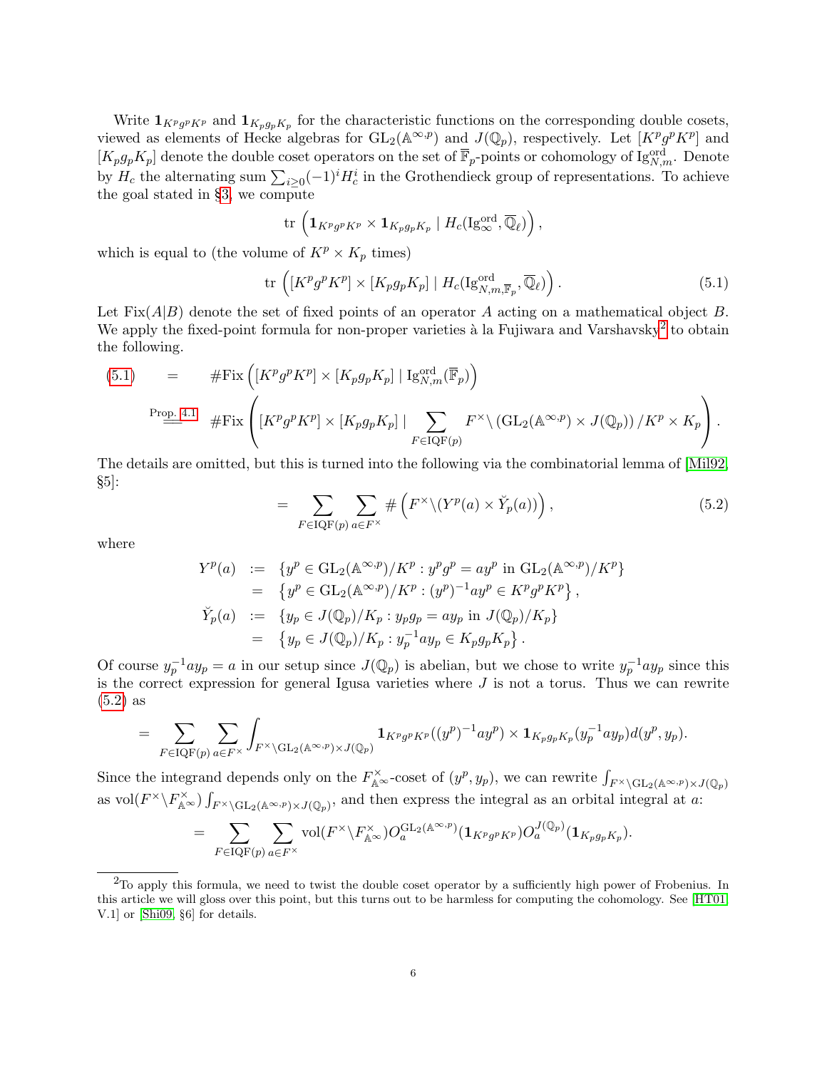Write $\mathbf{1}_{K^p g^p K^p}$ and $\mathbf{1}_{K_p g_p K_p}$ for the characteristic functions on the corresponding double cosets, viewed as elements of Hecke algebras for $\mathrm{GL}_2(\mathbb{A}^{\infty,p})$ and $J(\mathbb{Q}_p)$, respectively. Let $[K^p g^p K^p]$ and $[K_p g_p K_p]$ denote the double coset operators on the set of $\overline{\mathbb{F}}_p$-points or cohomology of $\mathrm{Ig}^{\mathrm{ord}}_{N,m}$. Denote by $H_c$ the alternating sum $\sum_{i\geq 0}(-1)^i H^i_c$ in the Grothendieck group of representations. To achieve the goal stated in §3, we compute

$$\mathrm{tr}\left(\mathbf{1}_{K^p g^p K^p} \times \mathbf{1}_{K_p g_p K_p} \mid H_c(\mathrm{Ig}^{\mathrm{ord}}_{\infty}, \overline{\mathbb{Q}}_\ell)\right),$$

which is equal to (the volume of $K^p \times K_p$ times)

$$\mathrm{tr}\left([K^p g^p K^p] \times [K_p g_p K_p] \mid H_c(\mathrm{Ig}^{\mathrm{ord}}_{N,m,\overline{\mathbb{F}}_p}, \overline{\mathbb{Q}}_\ell)\right). \tag{5.1}$$

Let $\mathrm{Fix}(A|B)$ denote the set of fixed points of an operator $A$ acting on a mathematical object $B$. We apply the fixed-point formula for non-proper varieties à la Fujiwara and Varshavsky[2] to obtain the following.

$$\begin{aligned}
(5.1) \quad &= \quad \#\mathrm{Fix}\left([K^p g^p K^p] \times [K_p g_p K_p] \mid \mathrm{Ig}^{\mathrm{ord}}_{N,m}(\overline{\mathbb{F}}_p)\right) \\
&\overset{\text{Prop. 4.1}}{=} \quad \#\mathrm{Fix}\left([K^p g^p K^p] \times [K_p g_p K_p] \mid \sum_{F\in \mathrm{IQF}(p)} F^\times \backslash \left(\mathrm{GL}_2(\mathbb{A}^{\infty,p}) \times J(\mathbb{Q}_p)\right)/K^p \times K_p\right).
\end{aligned}$$

The details are omitted, but this is turned into the following via the combinatorial lemma of [Mil92, §5]:

$$= \sum_{F\in \mathrm{IQF}(p)} \sum_{a\in F^\times} \#\left(F^\times \backslash (Y^p(a) \times \breve{Y}_p(a))\right), \tag{5.2}$$

where

$$\begin{aligned}
Y^p(a) \quad &:= \quad \{y^p \in \mathrm{GL}_2(\mathbb{A}^{\infty,p})/K^p : y^p g^p = a y^p \text{ in } \mathrm{GL}_2(\mathbb{A}^{\infty,p})/K^p\} \\
&= \quad \left\{y^p \in \mathrm{GL}_2(\mathbb{A}^{\infty,p})/K^p : (y^p)^{-1} a y^p \in K^p g^p K^p\right\}, \\
\breve{Y}_p(a) \quad &:= \quad \{y_p \in J(\mathbb{Q}_p)/K_p : y_p g_p = a y_p \text{ in } J(\mathbb{Q}_p)/K_p\} \\
&= \quad \left\{y_p \in J(\mathbb{Q}_p)/K_p : y_p^{-1} a y_p \in K_p g_p K_p\right\}.
\end{aligned}$$

Of course $y_p^{-1} a y_p = a$ in our setup since $J(\mathbb{Q}_p)$ is abelian, but we chose to write $y_p^{-1} a y_p$ since this is the correct expression for general Igusa varieties where $J$ is not a torus. Thus we can rewrite (5.2) as

$$= \sum_{F\in \mathrm{IQF}(p)} \sum_{a\in F^\times} \int_{F^\times \backslash \mathrm{GL}_2(\mathbb{A}^{\infty,p}) \times J(\mathbb{Q}_p)} \mathbf{1}_{K^p g^p K^p}((y^p)^{-1} a y^p) \times \mathbf{1}_{K_p g_p K_p}(y_p^{-1} a y_p) d(y^p, y_p).$$

Since the integrand depends only on the $F^\times_{\mathbb{A}^\infty}$-coset of $(y^p, y_p)$, we can rewrite $\int_{F^\times \backslash \mathrm{GL}_2(\mathbb{A}^{\infty,p}) \times J(\mathbb{Q}_p)}$ as $\mathrm{vol}(F^\times \backslash F^\times_{\mathbb{A}^\infty}) \int_{F^\times \backslash \mathrm{GL}_2(\mathbb{A}^{\infty,p}) \times J(\mathbb{Q}_p)}$, and then express the integral as an orbital integral at $a$:

$$= \sum_{F\in \mathrm{IQF}(p)} \sum_{a\in F^\times} \mathrm{vol}(F^\times \backslash F^\times_{\mathbb{A}^\infty}) O_a^{\mathrm{GL}_2(\mathbb{A}^{\infty,p})}(\mathbf{1}_{K^p g^p K^p}) O_a^{J(\mathbb{Q}_p)}(\mathbf{1}_{K_p g_p K_p}).$$

[2] To apply this formula, we need to twist the double coset operator by a sufficiently high power of Frobenius. In this article we will gloss over this point, but this turns out to be harmless for computing the cohomology. See [HT01, V.1] or [Shi09, §6] for details.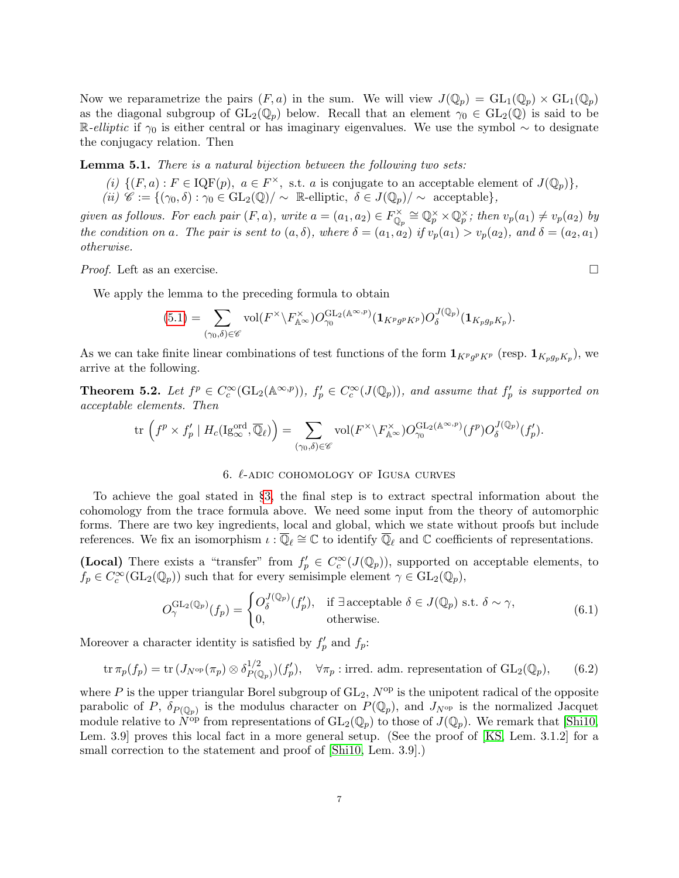Now we reparametrize the pairs $(F, a)$ in the sum. We will view $J(\mathbb{Q}_p) = \mathrm{GL}_1(\mathbb{Q}_p) \times \mathrm{GL}_1(\mathbb{Q}_p)$ as the diagonal subgroup of $\mathrm{GL}_2(\mathbb{Q}_p)$ below. Recall that an element $\gamma_0 \in \mathrm{GL}_2(\mathbb{Q})$ is said to be $\mathbb{R}$-*elliptic* if $\gamma_0$ is either central or has imaginary eigenvalues. We use the symbol $\sim$ to designate the conjugacy relation. Then

**Lemma 5.1.** *There is a natural bijection between the following two sets:*

*(i)* $\{(F, a) : F \in \mathrm{IQF}(p),\ a \in F^\times,$ *s.t.* $a$ *is conjugate to an acceptable element of* $J(\mathbb{Q}_p)\}$,

*(ii)* $\mathscr{C} := \{(\gamma_0, \delta) : \gamma_0 \in \mathrm{GL}_2(\mathbb{Q})/\sim$ $\mathbb{R}$*-elliptic,* $\delta \in J(\mathbb{Q}_p)/\sim$ *acceptable*$\}$,

*given as follows. For each pair* $(F, a)$*, write* $a = (a_1, a_2) \in F^\times_{\mathbb{Q}_p} \cong \mathbb{Q}_p^\times \times \mathbb{Q}_p^\times$*; then* $v_p(a_1) \neq v_p(a_2)$ *by the condition on* $a$*. The pair is sent to* $(a, \delta)$*, where* $\delta = (a_1, a_2)$ *if* $v_p(a_1) > v_p(a_2)$*, and* $\delta = (a_2, a_1)$ *otherwise.*

*Proof.* Left as an exercise. □

We apply the lemma to the preceding formula to obtain

$$(5.1) = \sum_{(\gamma_0,\delta)\in\mathscr{C}} \mathrm{vol}(F^\times\backslash F^\times_{\mathbb{A}^\infty}) O^{\mathrm{GL}_2(\mathbb{A}^{\infty,p})}_{\gamma_0}(\mathbf{1}_{K^p g^p K^p}) O^{J(\mathbb{Q}_p)}_{\delta}(\mathbf{1}_{K_p g_p K_p}).$$

As we can take finite linear combinations of test functions of the form $\mathbf{1}_{K^p g^p K^p}$ (resp. $\mathbf{1}_{K_p g_p K_p}$), we arrive at the following.

**Theorem 5.2.** *Let* $f^p \in C_c^\infty(\mathrm{GL}_2(\mathbb{A}^{\infty,p}))$*,* $f'_p \in C_c^\infty(J(\mathbb{Q}_p))$*, and assume that* $f'_p$ *is supported on acceptable elements. Then*

$$\mathrm{tr}\left(f^p \times f'_p \mid H_c(\mathrm{Ig}^{\mathrm{ord}}_\infty, \overline{\mathbb{Q}}_\ell)\right) = \sum_{(\gamma_0,\delta)\in\mathscr{C}} \mathrm{vol}(F^\times\backslash F^\times_{\mathbb{A}^\infty}) O^{\mathrm{GL}_2(\mathbb{A}^{\infty,p})}_{\gamma_0}(f^p) O^{J(\mathbb{Q}_p)}_{\delta}(f'_p).$$

## 6. $\ell$-adic cohomology of Igusa curves

To achieve the goal stated in §3, the final step is to extract spectral information about the cohomology from the trace formula above. We need some input from the theory of automorphic forms. There are two key ingredients, local and global, which we state without proofs but include references. We fix an isomorphism $\iota : \overline{\mathbb{Q}}_\ell \cong \mathbb{C}$ to identify $\overline{\mathbb{Q}}_\ell$ and $\mathbb{C}$ coefficients of representations.

**(Local)** There exists a "transfer" from $f'_p \in C_c^\infty(J(\mathbb{Q}_p))$, supported on acceptable elements, to $f_p \in C_c^\infty(\mathrm{GL}_2(\mathbb{Q}_p))$ such that for every semisimple element $\gamma \in \mathrm{GL}_2(\mathbb{Q}_p)$,

$$O^{\mathrm{GL}_2(\mathbb{Q}_p)}_{\gamma}(f_p) = \begin{cases} O^{J(\mathbb{Q}_p)}_{\delta}(f'_p), & \text{if } \exists \text{acceptable } \delta \in J(\mathbb{Q}_p) \text{ s.t. } \delta \sim \gamma, \\ 0, & \text{otherwise.} \end{cases} \tag{6.1}$$

Moreover a character identity is satisfied by $f'_p$ and $f_p$:

$$\mathrm{tr}\,\pi_p(f_p) = \mathrm{tr}\,(J_{N^{\mathrm{op}}}(\pi_p) \otimes \delta^{1/2}_{P(\mathbb{Q}_p)})(f'_p), \quad \forall \pi_p : \text{irred. adm. representation of } \mathrm{GL}_2(\mathbb{Q}_p), \tag{6.2}$$

where $P$ is the upper triangular Borel subgroup of $\mathrm{GL}_2$, $N^{\mathrm{op}}$ is the unipotent radical of the opposite parabolic of $P$, $\delta_{P(\mathbb{Q}_p)}$ is the modulus character on $P(\mathbb{Q}_p)$, and $J_{N^{\mathrm{op}}}$ is the normalized Jacquet module relative to $N^{\mathrm{op}}$ from representations of $\mathrm{GL}_2(\mathbb{Q}_p)$ to those of $J(\mathbb{Q}_p)$. We remark that [Shi10, Lem. 3.9] proves this local fact in a more general setup. (See the proof of [KS, Lem. 3.1.2] for a small correction to the statement and proof of [Shi10, Lem. 3.9].)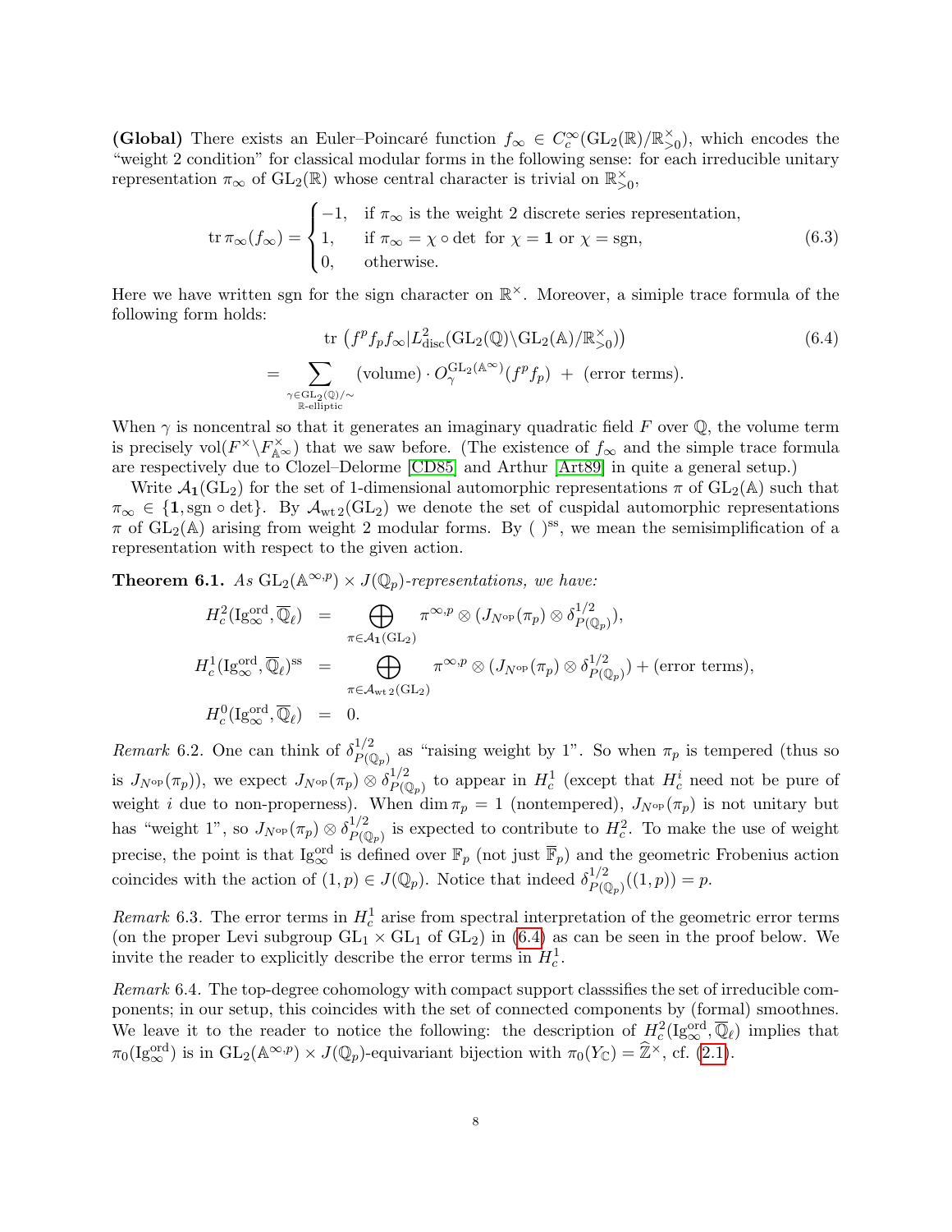**(Global)** There exists an Euler–Poincaré function $f_\infty \in C_c^\infty(\mathrm{GL}_2(\mathbb{R})/\mathbb{R}_{>0}^\times)$, which encodes the "weight 2 condition" for classical modular forms in the following sense: for each irreducible unitary representation $\pi_\infty$ of $\mathrm{GL}_2(\mathbb{R})$ whose central character is trivial on $\mathbb{R}_{>0}^\times$,

$$\operatorname{tr} \pi_\infty(f_\infty) = \begin{cases} -1, & \text{if } \pi_\infty \text{ is the weight 2 discrete series representation,} \\ 1, & \text{if } \pi_\infty = \chi \circ \det \ \text{ for } \chi = \mathbf{1} \text{ or } \chi = \mathrm{sgn}, \\ 0, & \text{otherwise.} \end{cases} \tag{6.3}$$

Here we have written sgn for the sign character on $\mathbb{R}^\times$. Moreover, a simiple trace formula of the following form holds:

$$\begin{aligned} &\operatorname{tr}\left(f^p f_p f_\infty | L^2_{\mathrm{disc}}(\mathrm{GL}_2(\mathbb{Q})\backslash \mathrm{GL}_2(\mathbb{A})/\mathbb{R}_{>0}^\times)\right) \\ =& \sum_{\substack{\gamma \in \mathrm{GL}_2(\mathbb{Q})/\sim \\ \mathbb{R}\text{-elliptic}}} (\text{volume}) \cdot O_\gamma^{\mathrm{GL}_2(\mathbb{A}^\infty)}(f^p f_p) \ + \ (\text{error terms}). \end{aligned} \tag{6.4}$$

When $\gamma$ is noncentral so that it generates an imaginary quadratic field $F$ over $\mathbb{Q}$, the volume term is precisely $\mathrm{vol}(F^\times \backslash F^\times_{\mathbb{A}^\infty})$ that we saw before. (The existence of $f_\infty$ and the simple trace formula are respectively due to Clozel–Delorme [CD85] and Arthur [Art89] in quite a general setup.)

Write $\mathcal{A}_{\mathbf{1}}(\mathrm{GL}_2)$ for the set of 1-dimensional automorphic representations $\pi$ of $\mathrm{GL}_2(\mathbb{A})$ such that $\pi_\infty \in \{\mathbf{1}, \mathrm{sgn} \circ \det\}$. By $\mathcal{A}_{\mathrm{wt}\,2}(\mathrm{GL}_2)$ we denote the set of cuspidal automorphic representations $\pi$ of $\mathrm{GL}_2(\mathbb{A})$ arising from weight 2 modular forms. By $(\ )^{\mathrm{ss}}$, we mean the semisimplication of a representation with respect to the given action.

**Theorem 6.1.** *As $\mathrm{GL}_2(\mathbb{A}^{\infty,p}) \times J(\mathbb{Q}_p)$-representations, we have:*

$$\begin{aligned} H^2_c(\mathrm{Ig}^{\mathrm{ord}}_\infty, \overline{\mathbb{Q}}_\ell) &= \bigoplus_{\pi \in \mathcal{A}_{\mathbf{1}}(\mathrm{GL}_2)} \pi^{\infty,p} \otimes (J_{N^{\mathrm{op}}}(\pi_p) \otimes \delta^{1/2}_{P(\mathbb{Q}_p)}), \\ H^1_c(\mathrm{Ig}^{\mathrm{ord}}_\infty, \overline{\mathbb{Q}}_\ell)^{\mathrm{ss}} &= \bigoplus_{\pi \in \mathcal{A}_{\mathrm{wt}\,2}(\mathrm{GL}_2)} \pi^{\infty,p} \otimes (J_{N^{\mathrm{op}}}(\pi_p) \otimes \delta^{1/2}_{P(\mathbb{Q}_p)}) + (\text{error terms}), \\ H^0_c(\mathrm{Ig}^{\mathrm{ord}}_\infty, \overline{\mathbb{Q}}_\ell) &= 0. \end{aligned}$$

*Remark* 6.2. One can think of $\delta^{1/2}_{P(\mathbb{Q}_p)}$ as "raising weight by 1". So when $\pi_p$ is tempered (thus so is $J_{N^{\mathrm{op}}}(\pi_p)$), we expect $J_{N^{\mathrm{op}}}(\pi_p) \otimes \delta^{1/2}_{P(\mathbb{Q}_p)}$ to appear in $H^1_c$ (except that $H^i_c$ need not be pure of weight $i$ due to non-properness). When $\dim \pi_p = 1$ (nontempered), $J_{N^{\mathrm{op}}}(\pi_p)$ is not unitary but has "weight 1", so $J_{N^{\mathrm{op}}}(\pi_p) \otimes \delta^{1/2}_{P(\mathbb{Q}_p)}$ is expected to contribute to $H^2_c$. To make the use of weight precise, the point is that $\mathrm{Ig}^{\mathrm{ord}}_\infty$ is defined over $\mathbb{F}_p$ (not just $\overline{\mathbb{F}}_p$) and the geometric Frobenius action coincides with the action of $(1, p) \in J(\mathbb{Q}_p)$. Notice that indeed $\delta^{1/2}_{P(\mathbb{Q}_p)}((1,p)) = p$.

*Remark* 6.3. The error terms in $H^1_c$ arise from spectral interpretation of the geometric error terms (on the proper Levi subgroup $\mathrm{GL}_1 \times \mathrm{GL}_1$ of $\mathrm{GL}_2$) in (6.4) as can be seen in the proof below. We invite the reader to explicitly describe the error terms in $H^1_c$.

*Remark* 6.4. The top-degree cohomology with compact support classsifies the set of irreducible components; in our setup, this coincides with the set of connected components by (formal) smoothnes. We leave it to the reader to notice the following: the description of $H^2_c(\mathrm{Ig}^{\mathrm{ord}}_\infty, \overline{\mathbb{Q}}_\ell)$ implies that $\pi_0(\mathrm{Ig}^{\mathrm{ord}}_\infty)$ is in $\mathrm{GL}_2(\mathbb{A}^{\infty,p}) \times J(\mathbb{Q}_p)$-equivariant bijection with $\pi_0(Y_{\mathbb{C}}) = \widehat{\mathbb{Z}}^\times$, cf. (2.1).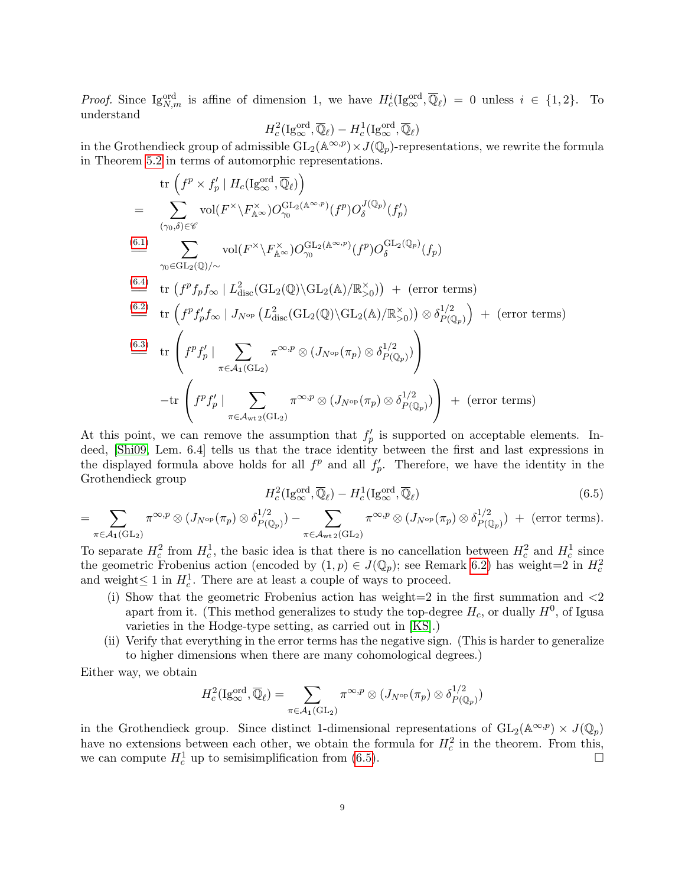*Proof.* Since $\mathrm{Ig}^{\mathrm{ord}}_{N,m}$ is affine of dimension 1, we have $H^i_c(\mathrm{Ig}^{\mathrm{ord}}_\infty, \overline{\mathbb{Q}}_\ell) = 0$ unless $i \in \{1,2\}$. To understand

$$H^2_c(\mathrm{Ig}^{\mathrm{ord}}_\infty, \overline{\mathbb{Q}}_\ell) - H^1_c(\mathrm{Ig}^{\mathrm{ord}}_\infty, \overline{\mathbb{Q}}_\ell)$$

in the Grothendieck group of admissible $\mathrm{GL}_2(\mathbb{A}^{\infty,p}) \times J(\mathbb{Q}_p)$-representations, we rewrite the formula in Theorem 5.2 in terms of automorphic representations.

$$
\begin{aligned}
& \mathrm{tr}\left(f^p \times f'_p \mid H_c(\mathrm{Ig}^{\mathrm{ord}}_\infty, \overline{\mathbb{Q}}_\ell)\right) \\
= \quad & \sum_{(\gamma_0,\delta)\in\mathscr{C}} \mathrm{vol}(F^\times \backslash F^\times_{\mathbb{A}^\infty}) O^{\mathrm{GL}_2(\mathbb{A}^{\infty,p})}_{\gamma_0}(f^p) O^{J(\mathbb{Q}_p)}_{\delta}(f'_p) \\
\overset{(6.1)}{=} \quad & \sum_{\gamma_0\in \mathrm{GL}_2(\mathbb{Q})/\sim} \mathrm{vol}(F^\times \backslash F^\times_{\mathbb{A}^\infty}) O^{\mathrm{GL}_2(\mathbb{A}^{\infty,p})}_{\gamma_0}(f^p) O^{\mathrm{GL}_2(\mathbb{Q}_p)}_{\delta}(f_p) \\
\overset{(6.4)}{=} \quad & \mathrm{tr}\left(f^p f_p f_\infty \mid L^2_{\mathrm{disc}}(\mathrm{GL}_2(\mathbb{Q})\backslash \mathrm{GL}_2(\mathbb{A})/\mathbb{R}^\times_{>0})\right) + (\text{error terms}) \\
\overset{(6.2)}{=} \quad & \mathrm{tr}\left(f^p f'_p f_\infty \mid J_{N^{\mathrm{op}}}\left(L^2_{\mathrm{disc}}(\mathrm{GL}_2(\mathbb{Q})\backslash \mathrm{GL}_2(\mathbb{A})/\mathbb{R}^\times_{>0})\right) \otimes \delta^{1/2}_{P(\mathbb{Q}_p)}\right) + (\text{error terms}) \\
\overset{(6.3)}{=} \quad & \mathrm{tr}\left(f^p f'_p \mid \sum_{\pi\in\mathcal{A}_{\mathbf{1}}(\mathrm{GL}_2)} \pi^{\infty,p} \otimes (J_{N^{\mathrm{op}}}(\pi_p) \otimes \delta^{1/2}_{P(\mathbb{Q}_p)})\right) \\
& - \mathrm{tr}\left(f^p f'_p \mid \sum_{\pi\in\mathcal{A}_{\mathrm{wt}\,2}(\mathrm{GL}_2)} \pi^{\infty,p} \otimes (J_{N^{\mathrm{op}}}(\pi_p) \otimes \delta^{1/2}_{P(\mathbb{Q}_p)})\right) + (\text{error terms})
\end{aligned}
$$

At this point, we can remove the assumption that $f'_p$ is supported on acceptable elements. Indeed, [Shi09, Lem. 6.4] tells us that the trace identity between the first and last expressions in the displayed formula above holds for all $f^p$ and all $f'_p$. Therefore, we have the identity in the Grothendieck group

$$
\begin{aligned}
& H^2_c(\mathrm{Ig}^{\mathrm{ord}}_\infty, \overline{\mathbb{Q}}_\ell) - H^1_c(\mathrm{Ig}^{\mathrm{ord}}_\infty, \overline{\mathbb{Q}}_\ell) \qquad (6.5)\\
= & \sum_{\pi\in\mathcal{A}_{\mathbf{1}}(\mathrm{GL}_2)} \pi^{\infty,p} \otimes (J_{N^{\mathrm{op}}}(\pi_p) \otimes \delta^{1/2}_{P(\mathbb{Q}_p)}) - \sum_{\pi\in\mathcal{A}_{\mathrm{wt}\,2}(\mathrm{GL}_2)} \pi^{\infty,p} \otimes (J_{N^{\mathrm{op}}}(\pi_p) \otimes \delta^{1/2}_{P(\mathbb{Q}_p)}) + (\text{error terms}).
\end{aligned}
$$

To separate $H^2_c$ from $H^1_c$, the basic idea is that there is no cancellation between $H^2_c$ and $H^1_c$ since the geometric Frobenius action (encoded by $(1,p) \in J(\mathbb{Q}_p)$; see Remark 6.2) has weight=2 in $H^2_c$ and weight$\leq 1$ in $H^1_c$. There are at least a couple of ways to proceed.

(i) Show that the geometric Frobenius action has weight=2 in the first summation and $<2$ apart from it. (This method generalizes to study the top-degree $H_c$, or dually $H^0$, of Igusa varieties in the Hodge-type setting, as carried out in [KS].)

(ii) Verify that everything in the error terms has the negative sign. (This is harder to generalize to higher dimensions when there are many cohomological degrees.)

Either way, we obtain

$$H^2_c(\mathrm{Ig}^{\mathrm{ord}}_\infty, \overline{\mathbb{Q}}_\ell) = \sum_{\pi\in\mathcal{A}_{\mathbf{1}}(\mathrm{GL}_2)} \pi^{\infty,p} \otimes (J_{N^{\mathrm{op}}}(\pi_p) \otimes \delta^{1/2}_{P(\mathbb{Q}_p)})$$

in the Grothendieck group. Since distinct 1-dimensional representations of $\mathrm{GL}_2(\mathbb{A}^{\infty,p}) \times J(\mathbb{Q}_p)$ have no extensions between each other, we obtain the formula for $H^2_c$ in the theorem. From this, we can compute $H^1_c$ up to semisimplification from (6.5). $\square$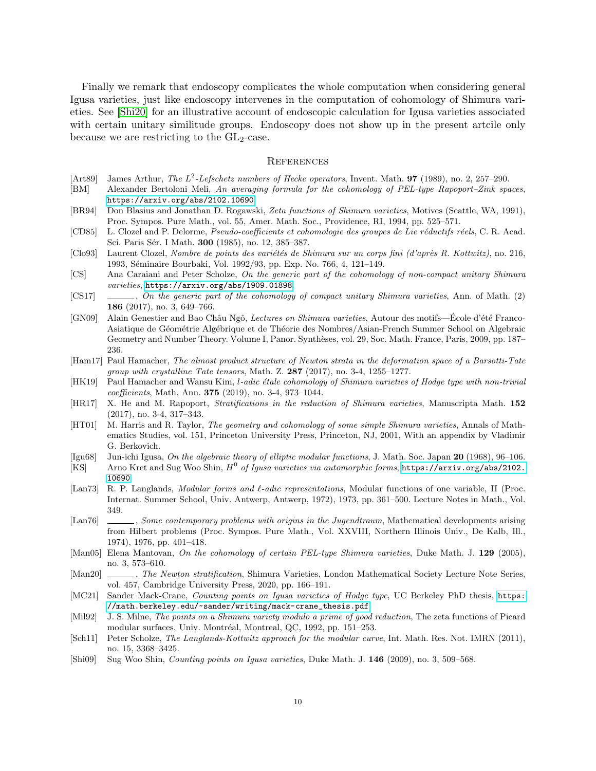Finally we remark that endoscopy complicates the whole computation when considering general Igusa varieties, just like endoscopy intervenes in the computation of cohomology of Shimura varieties. See [Shi20] for an illustrative account of endoscopic calculation for Igusa varieties associated with certain unitary similitude groups. Endoscopy does not show up in the present artcile only because we are restricting to the $\mathrm{GL}_2$-case.

## References

- [Art89] James Arthur, *The $L^2$-Lefschetz numbers of Hecke operators*, Invent. Math. **97** (1989), no. 2, 257–290.
- [BM] Alexander Bertoloni Meli, *An averaging formula for the cohomology of PEL-type Rapoport–Zink spaces*, https://arxiv.org/abs/2102.10690.
- [BR94] Don Blasius and Jonathan D. Rogawski, *Zeta functions of Shimura varieties*, Motives (Seattle, WA, 1991), Proc. Sympos. Pure Math., vol. 55, Amer. Math. Soc., Providence, RI, 1994, pp. 525–571.
- [CD85] L. Clozel and P. Delorme, *Pseudo-coefficients et cohomologie des groupes de Lie réductifs réels*, C. R. Acad. Sci. Paris Sér. I Math. **300** (1985), no. 12, 385–387.
- [Clo93] Laurent Clozel, *Nombre de points des variétés de Shimura sur un corps fini (d'après R. Kottwitz)*, no. 216, 1993, Séminaire Bourbaki, Vol. 1992/93, pp. Exp. No. 766, 4, 121–149.
- [CS] Ana Caraiani and Peter Scholze, *On the generic part of the cohomology of non-compact unitary Shimura varieties*, https://arxiv.org/abs/1909.01898.
- [CS17] ______, *On the generic part of the cohomology of compact unitary Shimura varieties*, Ann. of Math. (2) **186** (2017), no. 3, 649–766.
- [GN09] Alain Genestier and Bao Châu Ngô, *Lectures on Shimura varieties*, Autour des motifs—École d'été Franco-Asiatique de Géométrie Algébrique et de Théorie des Nombres/Asian-French Summer School on Algebraic Geometry and Number Theory. Volume I, Panor. Synthèses, vol. 29, Soc. Math. France, Paris, 2009, pp. 187–236.
- [Ham17] Paul Hamacher, *The almost product structure of Newton strata in the deformation space of a Barsotti-Tate group with crystalline Tate tensors*, Math. Z. **287** (2017), no. 3-4, 1255–1277.
- [HK19] Paul Hamacher and Wansu Kim, *l-adic étale cohomology of Shimura varieties of Hodge type with non-trivial coefficients*, Math. Ann. **375** (2019), no. 3-4, 973–1044.
- [HR17] X. He and M. Rapoport, *Stratifications in the reduction of Shimura varieties*, Manuscripta Math. **152** (2017), no. 3-4, 317–343.
- [HT01] M. Harris and R. Taylor, *The geometry and cohomology of some simple Shimura varieties*, Annals of Mathematics Studies, vol. 151, Princeton University Press, Princeton, NJ, 2001, With an appendix by Vladimir G. Berkovich.
- [Igu68] Jun-ichi Igusa, *On the algebraic theory of elliptic modular functions*, J. Math. Soc. Japan **20** (1968), 96–106.
- [KS] Arno Kret and Sug Woo Shin, *$H^0$ of Igusa varieties via automorphic forms*, https://arxiv.org/abs/2102.10690.
- [Lan73] R. P. Langlands, *Modular forms and $\ell$-adic representations*, Modular functions of one variable, II (Proc. Internat. Summer School, Univ. Antwerp, Antwerp, 1972), 1973, pp. 361–500. Lecture Notes in Math., Vol. 349.
- [Lan76] ______, *Some contemporary problems with origins in the Jugendtraum*, Mathematical developments arising from Hilbert problems (Proc. Sympos. Pure Math., Vol. XXVIII, Northern Illinois Univ., De Kalb, Ill., 1974), 1976, pp. 401–418.
- [Man05] Elena Mantovan, *On the cohomology of certain PEL-type Shimura varieties*, Duke Math. J. **129** (2005), no. 3, 573–610.
- [Man20] ______, *The Newton stratification*, Shimura Varieties, London Mathematical Society Lecture Note Series, vol. 457, Cambridge University Press, 2020, pp. 166–191.
- [MC21] Sander Mack-Crane, *Counting points on Igusa varieties of Hodge type*, UC Berkeley PhD thesis, https://math.berkeley.edu/~sander/writing/mack-crane_thesis.pdf.
- [Mil92] J. S. Milne, *The points on a Shimura variety modulo a prime of good reduction*, The zeta functions of Picard modular surfaces, Univ. Montréal, Montreal, QC, 1992, pp. 151–253.
- [Sch11] Peter Scholze, *The Langlands-Kottwitz approach for the modular curve*, Int. Math. Res. Not. IMRN (2011), no. 15, 3368–3425.
- [Shi09] Sug Woo Shin, *Counting points on Igusa varieties*, Duke Math. J. **146** (2009), no. 3, 509–568.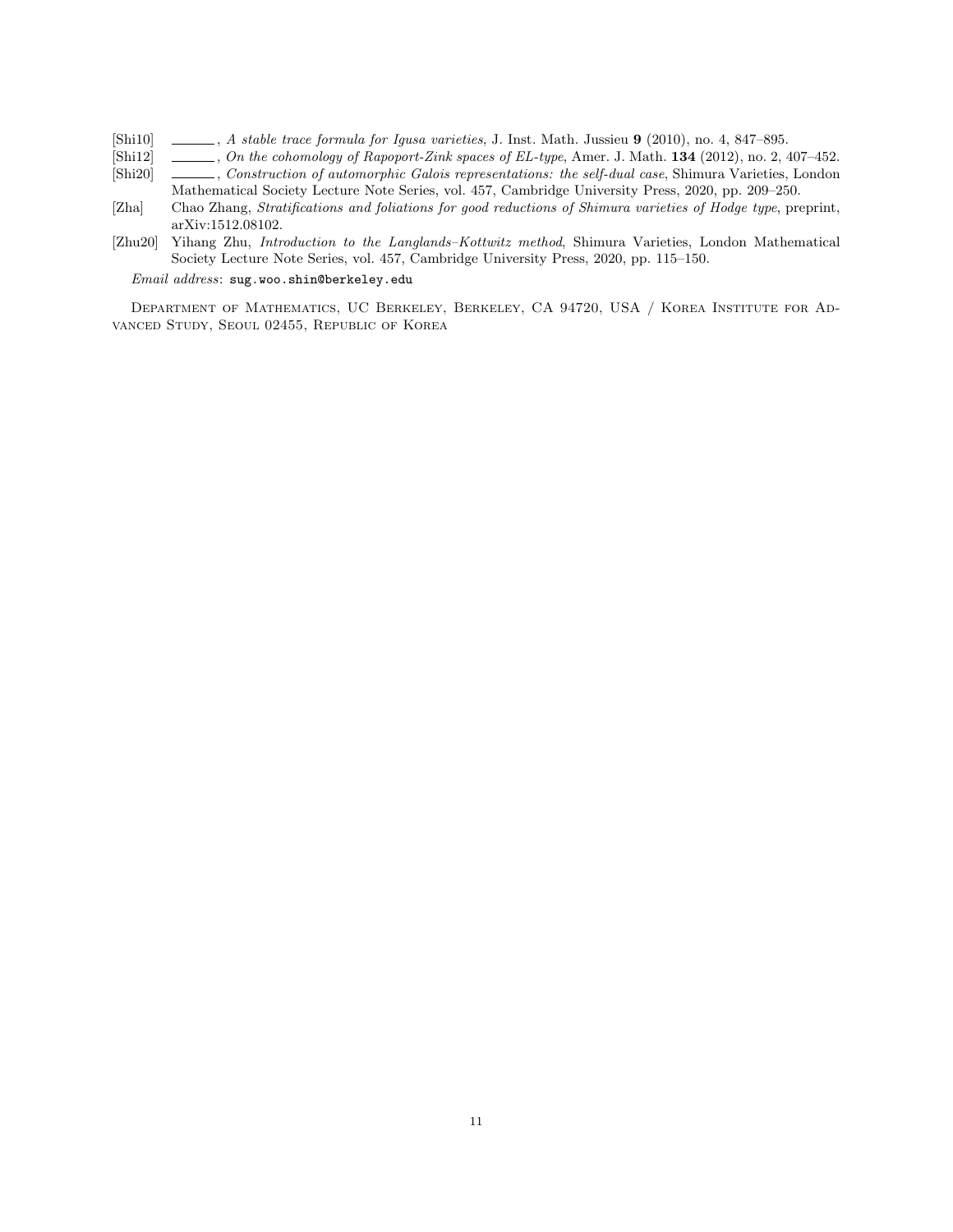[Shi10] ______, *A stable trace formula for Igusa varieties*, J. Inst. Math. Jussieu **9** (2010), no. 4, 847–895.

[Shi12] ______, *On the cohomology of Rapoport-Zink spaces of EL-type*, Amer. J. Math. **134** (2012), no. 2, 407–452.

[Shi20] ______, *Construction of automorphic Galois representations: the self-dual case*, Shimura Varieties, London Mathematical Society Lecture Note Series, vol. 457, Cambridge University Press, 2020, pp. 209–250.

[Zha] Chao Zhang, *Stratifications and foliations for good reductions of Shimura varieties of Hodge type*, preprint, arXiv:1512.08102.

[Zhu20] Yihang Zhu, *Introduction to the Langlands–Kottwitz method*, Shimura Varieties, London Mathematical Society Lecture Note Series, vol. 457, Cambridge University Press, 2020, pp. 115–150.

*Email address*: `sug.woo.shin@berkeley.edu`

Department of Mathematics, UC Berkeley, Berkeley, CA 94720, USA / Korea Institute for Advanced Study, Seoul 02455, Republic of Korea